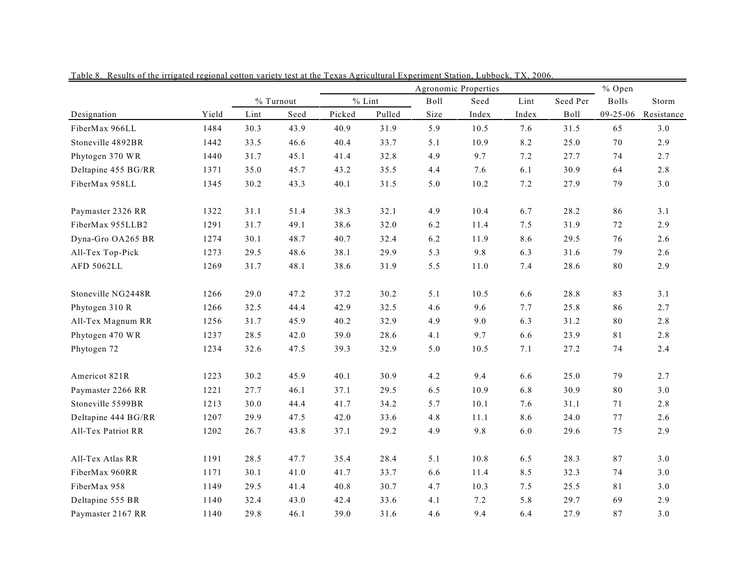Table 8. Results of the irrigated regional cotton variety test at the Texas Agricultural Experiment Station, Lubbock, TX, 2006.

| | | % Turnout | | Agronomic Properties | | | | | | | % Open | |
|---|---|---|---|---|---|---|---|---|---|---|---|---|
| | | | | % Lint | | Boll | Seed | Lint | Seed Per | | Bolls | Storm |
| Designation | Yield | Lint | Seed | Picked | Pulled | Size | Index | Index | Boll | | 09-25-06 | Resistance |
| FiberMax 966LL | 1484 | 30.3 | 43.9 | 40.9 | 31.9 | 5.9 | 10.5 | 7.6 | 31.5 | | 65 | 3.0 |
| Stoneville 4892BR | 1442 | 33.5 | 46.6 | 40.4 | 33.7 | 5.1 | 10.9 | 8.2 | 25.0 | | 70 | 2.9 |
| Phytogen 370 WR | 1440 | 31.7 | 45.1 | 41.4 | 32.8 | 4.9 | 9.7 | 7.2 | 27.7 | | 74 | 2.7 |
| Deltapine 455 BG/RR | 1371 | 35.0 | 45.7 | 43.2 | 35.5 | 4.4 | 7.6 | 6.1 | 30.9 | | 64 | 2.8 |
| FiberMax 958LL | 1345 | 30.2 | 43.3 | 40.1 | 31.5 | 5.0 | 10.2 | 7.2 | 27.9 | | 79 | 3.0 |
| Paymaster 2326 RR | 1322 | 31.1 | 51.4 | 38.3 | 32.1 | 4.9 | 10.4 | 6.7 | 28.2 | | 86 | 3.1 |
| FiberMax 955LLB2 | 1291 | 31.7 | 49.1 | 38.6 | 32.0 | 6.2 | 11.4 | 7.5 | 31.9 | | 72 | 2.9 |
| Dyna-Gro OA265 BR | 1274 | 30.1 | 48.7 | 40.7 | 32.4 | 6.2 | 11.9 | 8.6 | 29.5 | | 76 | 2.6 |
| All-Tex Top-Pick | 1273 | 29.5 | 48.6 | 38.1 | 29.9 | 5.3 | 9.8 | 6.3 | 31.6 | | 79 | 2.6 |
| AFD 5062LL | 1269 | 31.7 | 48.1 | 38.6 | 31.9 | 5.5 | 11.0 | 7.4 | 28.6 | | 80 | 2.9 |
| Stoneville NG2448R | 1266 | 29.0 | 47.2 | 37.2 | 30.2 | 5.1 | 10.5 | 6.6 | 28.8 | | 83 | 3.1 |
| Phytogen 310 R | 1266 | 32.5 | 44.4 | 42.9 | 32.5 | 4.6 | 9.6 | 7.7 | 25.8 | | 86 | 2.7 |
| All-Tex Magnum RR | 1256 | 31.7 | 45.9 | 40.2 | 32.9 | 4.9 | 9.0 | 6.3 | 31.2 | | 80 | 2.8 |
| Phytogen 470 WR | 1237 | 28.5 | 42.0 | 39.0 | 28.6 | 4.1 | 9.7 | 6.6 | 23.9 | | 81 | 2.8 |
| Phytogen 72 | 1234 | 32.6 | 47.5 | 39.3 | 32.9 | 5.0 | 10.5 | 7.1 | 27.2 | | 74 | 2.4 |
| Americot 821R | 1223 | 30.2 | 45.9 | 40.1 | 30.9 | 4.2 | 9.4 | 6.6 | 25.0 | | 79 | 2.7 |
| Paymaster 2266 RR | 1221 | 27.7 | 46.1 | 37.1 | 29.5 | 6.5 | 10.9 | 6.8 | 30.9 | | 80 | 3.0 |
| Stoneville 5599BR | 1213 | 30.0 | 44.4 | 41.7 | 34.2 | 5.7 | 10.1 | 7.6 | 31.1 | | 71 | 2.8 |
| Deltapine 444 BG/RR | 1207 | 29.9 | 47.5 | 42.0 | 33.6 | 4.8 | 11.1 | 8.6 | 24.0 | | 77 | 2.6 |
| All-Tex Patriot RR | 1202 | 26.7 | 43.8 | 37.1 | 29.2 | 4.9 | 9.8 | 6.0 | 29.6 | | 75 | 2.9 |
| All-Tex Atlas RR | 1191 | 28.5 | 47.7 | 35.4 | 28.4 | 5.1 | 10.8 | 6.5 | 28.3 | | 87 | 3.0 |
| FiberMax 960RR | 1171 | 30.1 | 41.0 | 41.7 | 33.7 | 6.6 | 11.4 | 8.5 | 32.3 | | 74 | 3.0 |
| FiberMax 958 | 1149 | 29.5 | 41.4 | 40.8 | 30.7 | 4.7 | 10.3 | 7.5 | 25.5 | | 81 | 3.0 |
| Deltapine 555 BR | 1140 | 32.4 | 43.0 | 42.4 | 33.6 | 4.1 | 7.2 | 5.8 | 29.7 | | 69 | 2.9 |
| Paymaster 2167 RR | 1140 | 29.8 | 46.1 | 39.0 | 31.6 | 4.6 | 9.4 | 6.4 | 27.9 | | 87 | 3.0 |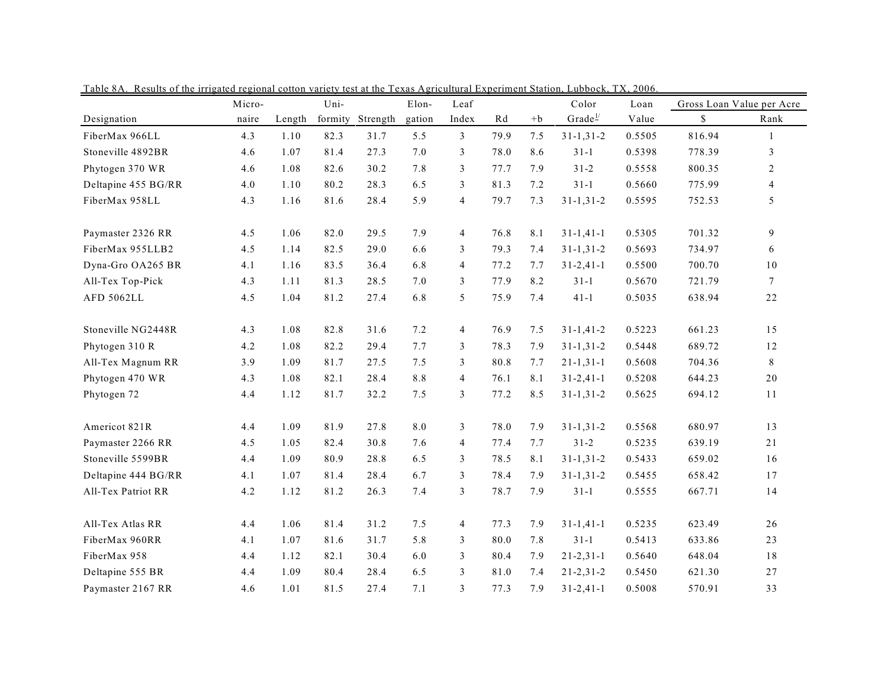Table 8A. Results of the irrigated regional cotton variety test at the Texas Agricultural Experiment Station, Lubbock, TX, 2006.

| Designation | Micro-naire | Length | Uni-formity | Strength | Elon-gation | Leaf Index | Rd | +b | Color Grade[1/] | Loan Value | Gross Loan Value per Acre | |
|---|---|---|---|---|---|---|---|---|---|---|---|---|
| | | | | | | | | | | | $ | Rank |
| FiberMax 966LL | 4.3 | 1.10 | 82.3 | 31.7 | 5.5 | 3 | 79.9 | 7.5 | 31-1,31-2 | 0.5505 | 816.94 | 1 |
| Stoneville 4892BR | 4.6 | 1.07 | 81.4 | 27.3 | 7.0 | 3 | 78.0 | 8.6 | 31-1 | 0.5398 | 778.39 | 3 |
| Phytogen 370 WR | 4.6 | 1.08 | 82.6 | 30.2 | 7.8 | 3 | 77.7 | 7.9 | 31-2 | 0.5558 | 800.35 | 2 |
| Deltapine 455 BG/RR | 4.0 | 1.10 | 80.2 | 28.3 | 6.5 | 3 | 81.3 | 7.2 | 31-1 | 0.5660 | 775.99 | 4 |
| FiberMax 958LL | 4.3 | 1.16 | 81.6 | 28.4 | 5.9 | 4 | 79.7 | 7.3 | 31-1,31-2 | 0.5595 | 752.53 | 5 |
| Paymaster 2326 RR | 4.5 | 1.06 | 82.0 | 29.5 | 7.9 | 4 | 76.8 | 8.1 | 31-1,41-1 | 0.5305 | 701.32 | 9 |
| FiberMax 955LLB2 | 4.5 | 1.14 | 82.5 | 29.0 | 6.6 | 3 | 79.3 | 7.4 | 31-1,31-2 | 0.5693 | 734.97 | 6 |
| Dyna-Gro OA265 BR | 4.1 | 1.16 | 83.5 | 36.4 | 6.8 | 4 | 77.2 | 7.7 | 31-2,41-1 | 0.5500 | 700.70 | 10 |
| All-Tex Top-Pick | 4.3 | 1.11 | 81.3 | 28.5 | 7.0 | 3 | 77.9 | 8.2 | 31-1 | 0.5670 | 721.79 | 7 |
| AFD 5062LL | 4.5 | 1.04 | 81.2 | 27.4 | 6.8 | 5 | 75.9 | 7.4 | 41-1 | 0.5035 | 638.94 | 22 |
| Stoneville NG2448R | 4.3 | 1.08 | 82.8 | 31.6 | 7.2 | 4 | 76.9 | 7.5 | 31-1,41-2 | 0.5223 | 661.23 | 15 |
| Phytogen 310 R | 4.2 | 1.08 | 82.2 | 29.4 | 7.7 | 3 | 78.3 | 7.9 | 31-1,31-2 | 0.5448 | 689.72 | 12 |
| All-Tex Magnum RR | 3.9 | 1.09 | 81.7 | 27.5 | 7.5 | 3 | 80.8 | 7.7 | 21-1,31-1 | 0.5608 | 704.36 | 8 |
| Phytogen 470 WR | 4.3 | 1.08 | 82.1 | 28.4 | 8.8 | 4 | 76.1 | 8.1 | 31-2,41-1 | 0.5208 | 644.23 | 20 |
| Phytogen 72 | 4.4 | 1.12 | 81.7 | 32.2 | 7.5 | 3 | 77.2 | 8.5 | 31-1,31-2 | 0.5625 | 694.12 | 11 |
| Americot 821R | 4.4 | 1.09 | 81.9 | 27.8 | 8.0 | 3 | 78.0 | 7.9 | 31-1,31-2 | 0.5568 | 680.97 | 13 |
| Paymaster 2266 RR | 4.5 | 1.05 | 82.4 | 30.8 | 7.6 | 4 | 77.4 | 7.7 | 31-2 | 0.5235 | 639.19 | 21 |
| Stoneville 5599BR | 4.4 | 1.09 | 80.9 | 28.8 | 6.5 | 3 | 78.5 | 8.1 | 31-1,31-2 | 0.5433 | 659.02 | 16 |
| Deltapine 444 BG/RR | 4.1 | 1.07 | 81.4 | 28.4 | 6.7 | 3 | 78.4 | 7.9 | 31-1,31-2 | 0.5455 | 658.42 | 17 |
| All-Tex Patriot RR | 4.2 | 1.12 | 81.2 | 26.3 | 7.4 | 3 | 78.7 | 7.9 | 31-1 | 0.5555 | 667.71 | 14 |
| All-Tex Atlas RR | 4.4 | 1.06 | 81.4 | 31.2 | 7.5 | 4 | 77.3 | 7.9 | 31-1,41-1 | 0.5235 | 623.49 | 26 |
| FiberMax 960RR | 4.1 | 1.07 | 81.6 | 31.7 | 5.8 | 3 | 80.0 | 7.8 | 31-1 | 0.5413 | 633.86 | 23 |
| FiberMax 958 | 4.4 | 1.12 | 82.1 | 30.4 | 6.0 | 3 | 80.4 | 7.9 | 21-2,31-1 | 0.5640 | 648.04 | 18 |
| Deltapine 555 BR | 4.4 | 1.09 | 80.4 | 28.4 | 6.5 | 3 | 81.0 | 7.4 | 21-2,31-2 | 0.5450 | 621.30 | 27 |
| Paymaster 2167 RR | 4.6 | 1.01 | 81.5 | 27.4 | 7.1 | 3 | 77.3 | 7.9 | 31-2,41-1 | 0.5008 | 570.91 | 33 |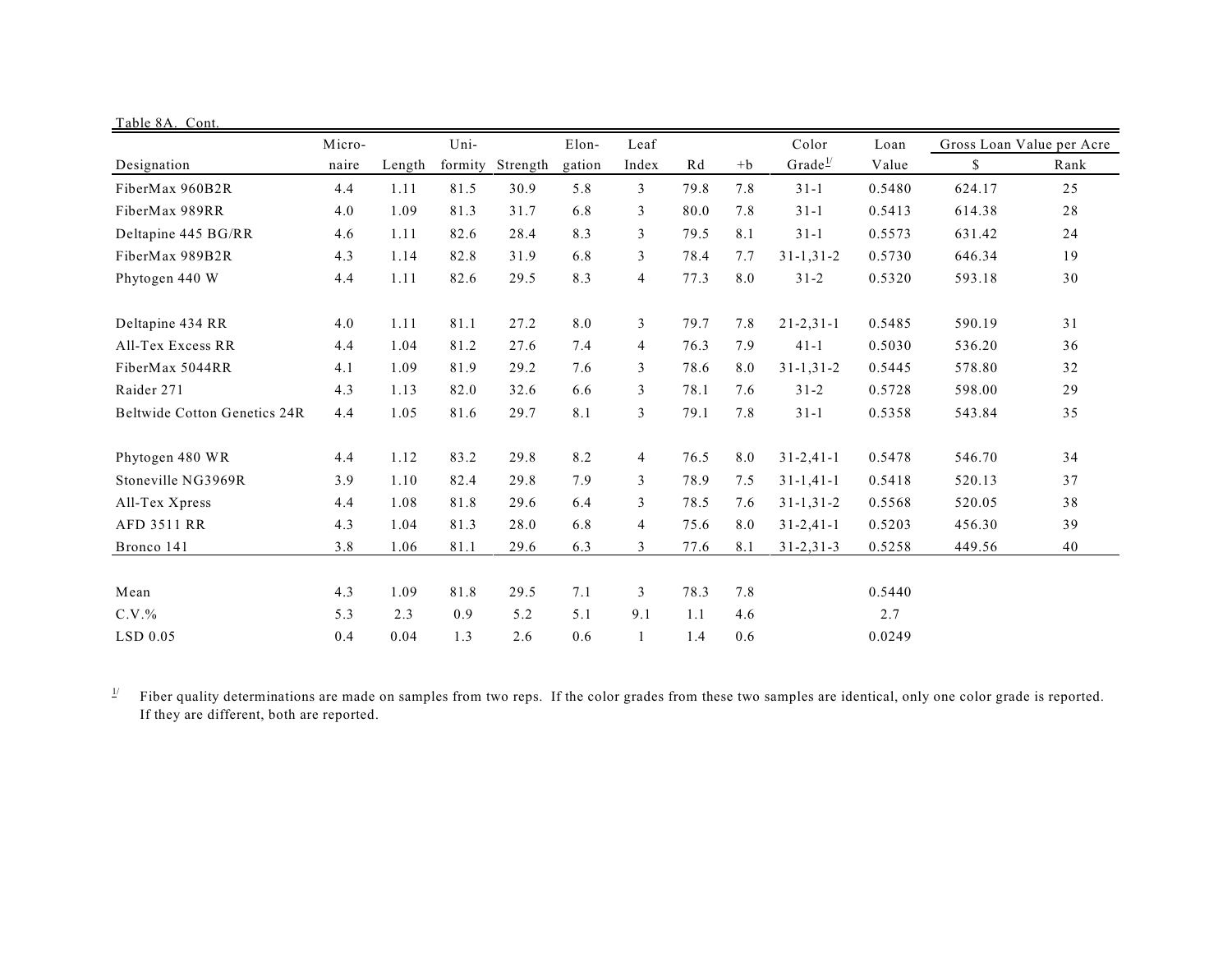Table 8A. Cont.

| Designation | Micro-naire | Length | Uni-formity | Strength | Elon-gation | Leaf Index | Rd | +b | Color Grade[1/] | Loan Value | Gross Loan Value per Acre | |
|---|---|---|---|---|---|---|---|---|---|---|---|---|
| | | | | | | | | | | | $ | Rank |
| FiberMax 960B2R | 4.4 | 1.11 | 81.5 | 30.9 | 5.8 | 3 | 79.8 | 7.8 | 31-1 | 0.5480 | 624.17 | 25 |
| FiberMax 989RR | 4.0 | 1.09 | 81.3 | 31.7 | 6.8 | 3 | 80.0 | 7.8 | 31-1 | 0.5413 | 614.38 | 28 |
| Deltapine 445 BG/RR | 4.6 | 1.11 | 82.6 | 28.4 | 8.3 | 3 | 79.5 | 8.1 | 31-1 | 0.5573 | 631.42 | 24 |
| FiberMax 989B2R | 4.3 | 1.14 | 82.8 | 31.9 | 6.8 | 3 | 78.4 | 7.7 | 31-1,31-2 | 0.5730 | 646.34 | 19 |
| Phytogen 440 W | 4.4 | 1.11 | 82.6 | 29.5 | 8.3 | 4 | 77.3 | 8.0 | 31-2 | 0.5320 | 593.18 | 30 |
| Deltapine 434 RR | 4.0 | 1.11 | 81.1 | 27.2 | 8.0 | 3 | 79.7 | 7.8 | 21-2,31-1 | 0.5485 | 590.19 | 31 |
| All-Tex Excess RR | 4.4 | 1.04 | 81.2 | 27.6 | 7.4 | 4 | 76.3 | 7.9 | 41-1 | 0.5030 | 536.20 | 36 |
| FiberMax 5044RR | 4.1 | 1.09 | 81.9 | 29.2 | 7.6 | 3 | 78.6 | 8.0 | 31-1,31-2 | 0.5445 | 578.80 | 32 |
| Raider 271 | 4.3 | 1.13 | 82.0 | 32.6 | 6.6 | 3 | 78.1 | 7.6 | 31-2 | 0.5728 | 598.00 | 29 |
| Beltwide Cotton Genetics 24R | 4.4 | 1.05 | 81.6 | 29.7 | 8.1 | 3 | 79.1 | 7.8 | 31-1 | 0.5358 | 543.84 | 35 |
| Phytogen 480 WR | 4.4 | 1.12 | 83.2 | 29.8 | 8.2 | 4 | 76.5 | 8.0 | 31-2,41-1 | 0.5478 | 546.70 | 34 |
| Stoneville NG3969R | 3.9 | 1.10 | 82.4 | 29.8 | 7.9 | 3 | 78.9 | 7.5 | 31-1,41-1 | 0.5418 | 520.13 | 37 |
| All-Tex Xpress | 4.4 | 1.08 | 81.8 | 29.6 | 6.4 | 3 | 78.5 | 7.6 | 31-1,31-2 | 0.5568 | 520.05 | 38 |
| AFD 3511 RR | 4.3 | 1.04 | 81.3 | 28.0 | 6.8 | 4 | 75.6 | 8.0 | 31-2,41-1 | 0.5203 | 456.30 | 39 |
| Bronco 141 | 3.8 | 1.06 | 81.1 | 29.6 | 6.3 | 3 | 77.6 | 8.1 | 31-2,31-3 | 0.5258 | 449.56 | 40 |
| Mean | 4.3 | 1.09 | 81.8 | 29.5 | 7.1 | 3 | 78.3 | 7.8 | | 0.5440 | | |
| C.V.% | 5.3 | 2.3 | 0.9 | 5.2 | 5.1 | 9.1 | 1.1 | 4.6 | | 2.7 | | |
| LSD 0.05 | 0.4 | 0.04 | 1.3 | 2.6 | 0.6 | 1 | 1.4 | 0.6 | | 0.0249 | | |

[1/] Fiber quality determinations are made on samples from two reps. If the color grades from these two samples are identical, only one color grade is reported. If they are different, both are reported.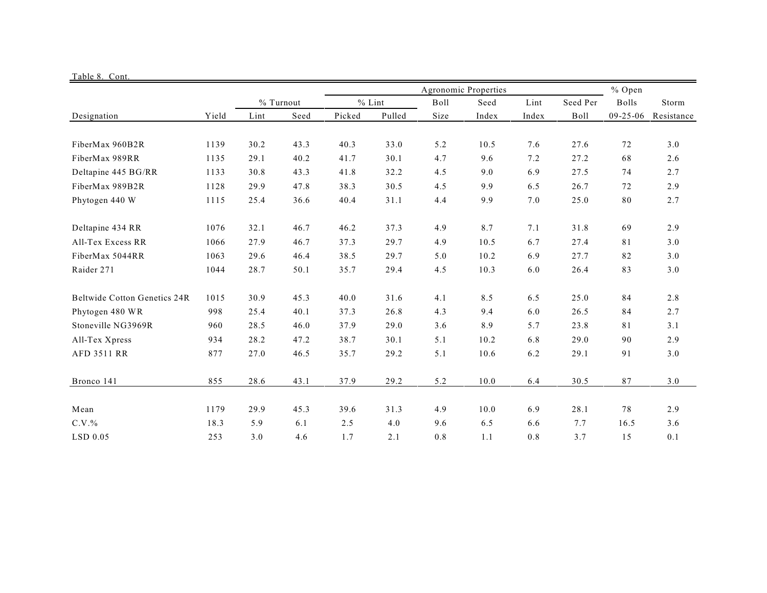Table 8. Cont.

| Designation | Yield | % Turnout | | Agronomic Properties | | | | | | | % Open | |
|---|---|---|---|---|---|---|---|---|---|---|---|---|
| | | | | % Lint | | Boll | Seed | Lint | Seed Per | | Bolls | Storm |
| | | Lint | Seed | Picked | Pulled | Size | Index | Index | Boll | | 09-25-06 | Resistance |
| FiberMax 960B2R | 1139 | 30.2 | 43.3 | 40.3 | 33.0 | 5.2 | 10.5 | 7.6 | 27.6 | | 72 | 3.0 |
| FiberMax 989RR | 1135 | 29.1 | 40.2 | 41.7 | 30.1 | 4.7 | 9.6 | 7.2 | 27.2 | | 68 | 2.6 |
| Deltapine 445 BG/RR | 1133 | 30.8 | 43.3 | 41.8 | 32.2 | 4.5 | 9.0 | 6.9 | 27.5 | | 74 | 2.7 |
| FiberMax 989B2R | 1128 | 29.9 | 47.8 | 38.3 | 30.5 | 4.5 | 9.9 | 6.5 | 26.7 | | 72 | 2.9 |
| Phytogen 440 W | 1115 | 25.4 | 36.6 | 40.4 | 31.1 | 4.4 | 9.9 | 7.0 | 25.0 | | 80 | 2.7 |
| Deltapine 434 RR | 1076 | 32.1 | 46.7 | 46.2 | 37.3 | 4.9 | 8.7 | 7.1 | 31.8 | | 69 | 2.9 |
| All-Tex Excess RR | 1066 | 27.9 | 46.7 | 37.3 | 29.7 | 4.9 | 10.5 | 6.7 | 27.4 | | 81 | 3.0 |
| FiberMax 5044RR | 1063 | 29.6 | 46.4 | 38.5 | 29.7 | 5.0 | 10.2 | 6.9 | 27.7 | | 82 | 3.0 |
| Raider 271 | 1044 | 28.7 | 50.1 | 35.7 | 29.4 | 4.5 | 10.3 | 6.0 | 26.4 | | 83 | 3.0 |
| Beltwide Cotton Genetics 24R | 1015 | 30.9 | 45.3 | 40.0 | 31.6 | 4.1 | 8.5 | 6.5 | 25.0 | | 84 | 2.8 |
| Phytogen 480 WR | 998 | 25.4 | 40.1 | 37.3 | 26.8 | 4.3 | 9.4 | 6.0 | 26.5 | | 84 | 2.7 |
| Stoneville NG3969R | 960 | 28.5 | 46.0 | 37.9 | 29.0 | 3.6 | 8.9 | 5.7 | 23.8 | | 81 | 3.1 |
| All-Tex Xpress | 934 | 28.2 | 47.2 | 38.7 | 30.1 | 5.1 | 10.2 | 6.8 | 29.0 | | 90 | 2.9 |
| AFD 3511 RR | 877 | 27.0 | 46.5 | 35.7 | 29.2 | 5.1 | 10.6 | 6.2 | 29.1 | | 91 | 3.0 |
| Bronco 141 | 855 | 28.6 | 43.1 | 37.9 | 29.2 | 5.2 | 10.0 | 6.4 | 30.5 | | 87 | 3.0 |
| Mean | 1179 | 29.9 | 45.3 | 39.6 | 31.3 | 4.9 | 10.0 | 6.9 | 28.1 | | 78 | 2.9 |
| C.V.% | 18.3 | 5.9 | 6.1 | 2.5 | 4.0 | 9.6 | 6.5 | 6.6 | 7.7 | | 16.5 | 3.6 |
| LSD 0.05 | 253 | 3.0 | 4.6 | 1.7 | 2.1 | 0.8 | 1.1 | 0.8 | 3.7 | | 15 | 0.1 |